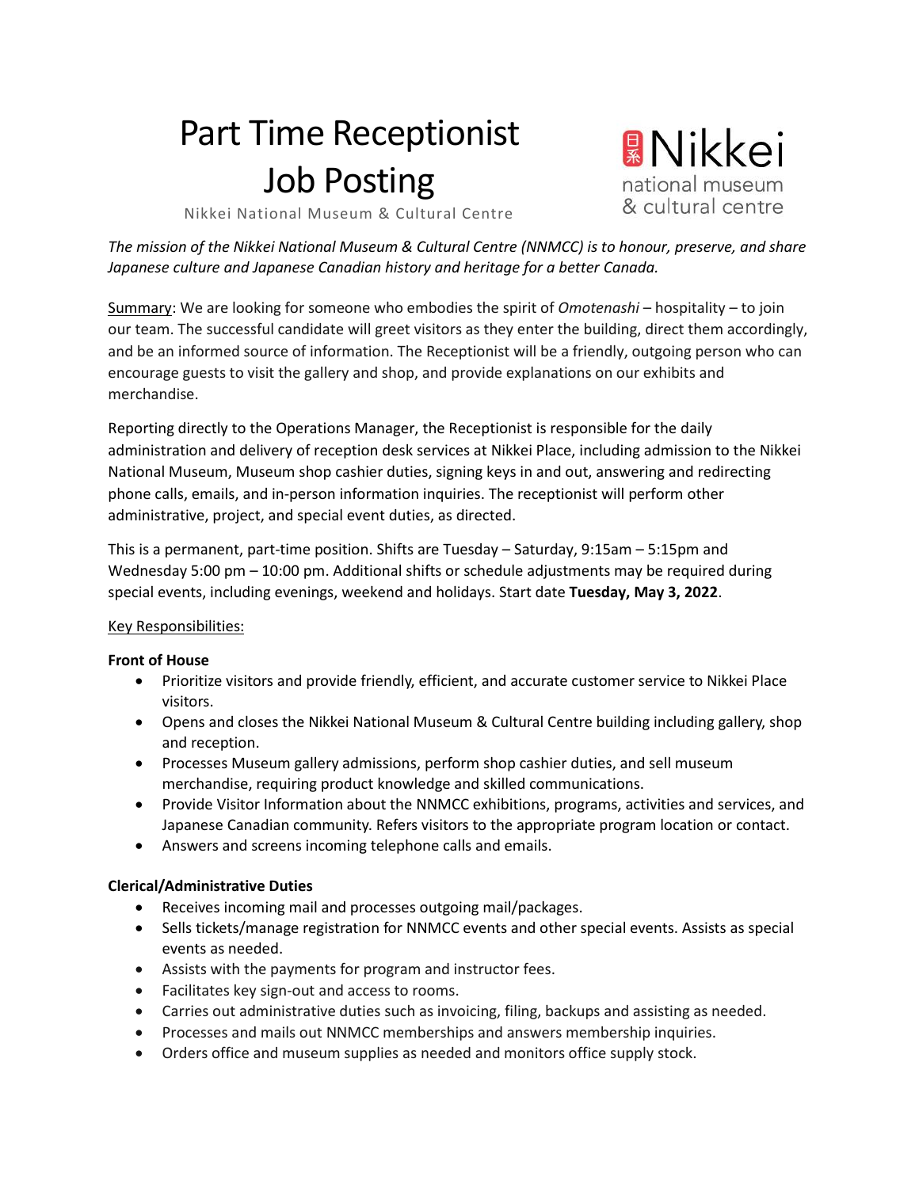# Part Time Receptionist Job Posting

Nikkei National Museum & Cultural Centre

Nikkei national museum & cultural centre

*The mission of the Nikkei National Museum & Cultural Centre (NNMCC) is to honour, preserve, and share Japanese culture and Japanese Canadian history and heritage for a better Canada.*

Summary: We are looking for someone who embodies the spirit of *Omotenashi* – hospitality – to join our team. The successful candidate will greet visitors as they enter the building, direct them accordingly, and be an informed source of information. The Receptionist will be a friendly, outgoing person who can encourage guests to visit the gallery and shop, and provide explanations on our exhibits and merchandise.

Reporting directly to the Operations Manager, the Receptionist is responsible for the daily administration and delivery of reception desk services at Nikkei Place, including admission to the Nikkei National Museum, Museum shop cashier duties, signing keys in and out, answering and redirecting phone calls, emails, and in-person information inquiries. The receptionist will perform other administrative, project, and special event duties, as directed.

This is a permanent, part-time position. Shifts are Tuesday – Saturday, 9:15am – 5:15pm and Wednesday 5:00 pm – 10:00 pm. Additional shifts or schedule adjustments may be required during special events, including evenings, weekend and holidays. Start date **Tuesday, May 3, 2022**.

Key Responsibilities:

**Front of House**

- Prioritize visitors and provide friendly, efficient, and accurate customer service to Nikkei Place visitors.
- Opens and closes the Nikkei National Museum & Cultural Centre building including gallery, shop and reception.
- Processes Museum gallery admissions, perform shop cashier duties, and sell museum merchandise, requiring product knowledge and skilled communications.
- Provide Visitor Information about the NNMCC exhibitions, programs, activities and services, and Japanese Canadian community. Refers visitors to the appropriate program location or contact.
- Answers and screens incoming telephone calls and emails.

**Clerical/Administrative Duties**

- Receives incoming mail and processes outgoing mail/packages.
- Sells tickets/manage registration for NNMCC events and other special events. Assists as special events as needed.
- Assists with the payments for program and instructor fees.
- Facilitates key sign-out and access to rooms.
- Carries out administrative duties such as invoicing, filing, backups and assisting as needed.
- Processes and mails out NNMCC memberships and answers membership inquiries.
- Orders office and museum supplies as needed and monitors office supply stock.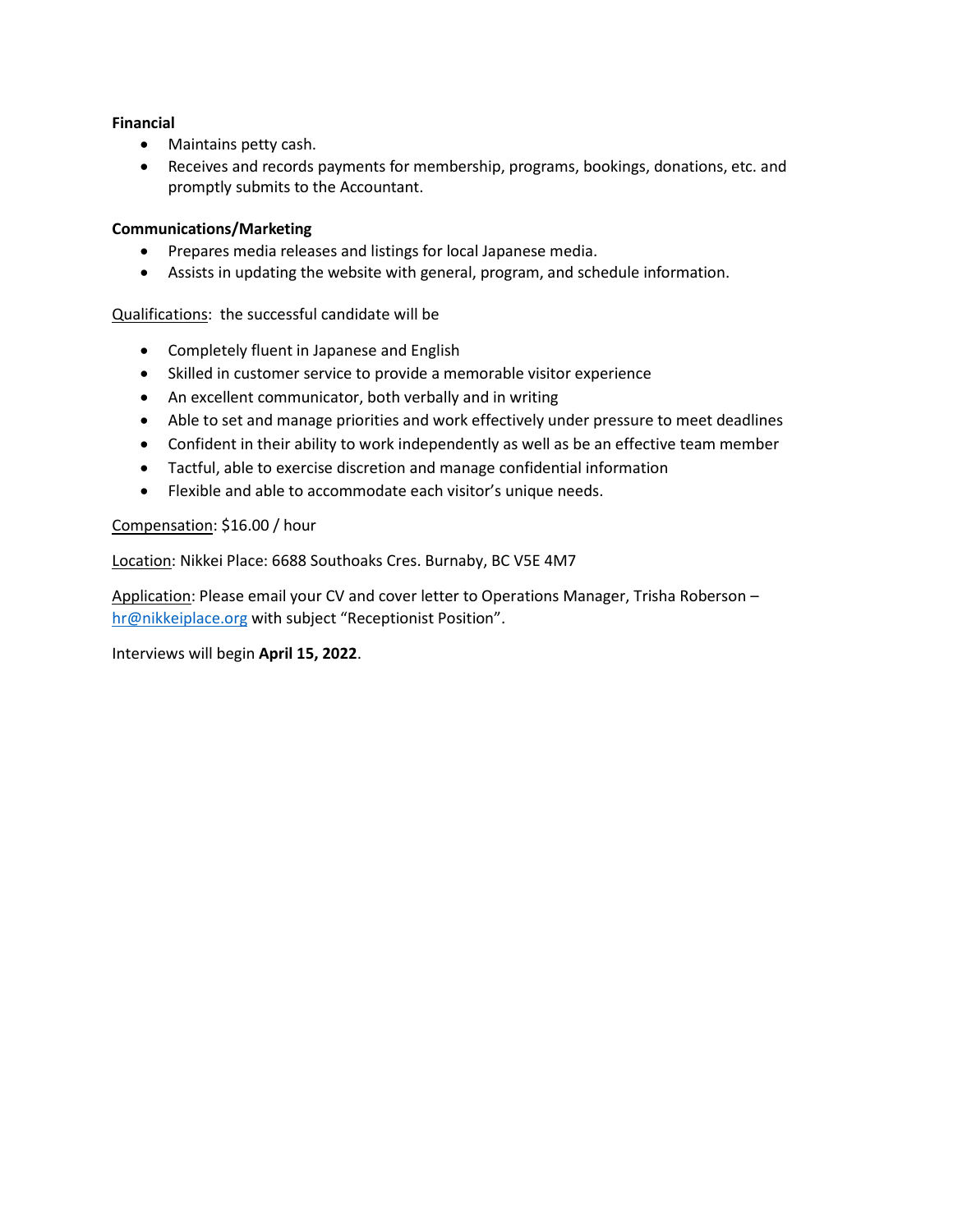**Financial**

- Maintains petty cash.
- Receives and records payments for membership, programs, bookings, donations, etc. and promptly submits to the Accountant.

**Communications/Marketing**

- Prepares media releases and listings for local Japanese media.
- Assists in updating the website with general, program, and schedule information.

Qualifications: the successful candidate will be

- Completely fluent in Japanese and English
- Skilled in customer service to provide a memorable visitor experience
- An excellent communicator, both verbally and in writing
- Able to set and manage priorities and work effectively under pressure to meet deadlines
- Confident in their ability to work independently as well as be an effective team member
- Tactful, able to exercise discretion and manage confidential information
- Flexible and able to accommodate each visitor's unique needs.

Compensation: $16.00 / hour

Location: Nikkei Place: 6688 Southoaks Cres. Burnaby, BC V5E 4M7

Application: Please email your CV and cover letter to Operations Manager, Trisha Roberson – hr@nikkeiplace.org with subject "Receptionist Position".

Interviews will begin **April 15, 2022**.